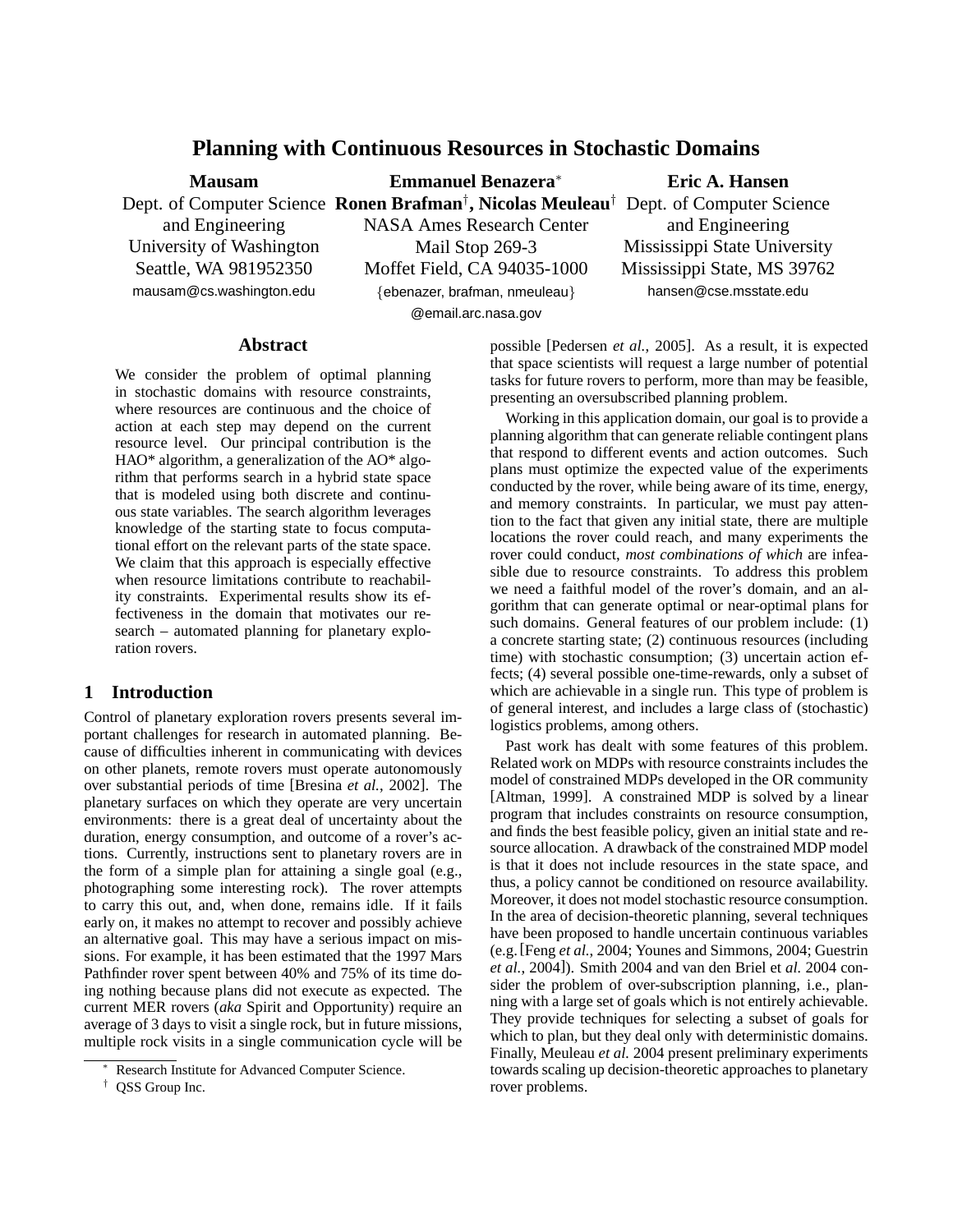# Planning with Continuous Resources in Stochastic Domains

**Mausam**
Dept. of Computer Science and Engineering
University of Washington
Seattle, WA 981952350
mausam@cs.washington.edu

**Emmanuel Benazera**[*]
**Ronen Brafman**[†], **Nicolas Meuleau**[†]
NASA Ames Research Center
Mail Stop 269-3
Moffet Field, CA 94035-1000
{ebenazer, brafman, nmeuleau}@email.arc.nasa.gov

**Eric A. Hansen**
Dept. of Computer Science and Engineering
Mississippi State University
Mississippi State, MS 39762
hansen@cse.msstate.edu

## Abstract

We consider the problem of optimal planning in stochastic domains with resource constraints, where resources are continuous and the choice of action at each step may depend on the current resource level. Our principal contribution is the HAO* algorithm, a generalization of the AO* algorithm that performs search in a hybrid state space that is modeled using both discrete and continuous state variables. The search algorithm leverages knowledge of the starting state to focus computational effort on the relevant parts of the state space. We claim that this approach is especially effective when resource limitations contribute to reachability constraints. Experimental results show its effectiveness in the domain that motivates our research – automated planning for planetary exploration rovers.

## 1 Introduction

Control of planetary exploration rovers presents several important challenges for research in automated planning. Because of difficulties inherent in communicating with devices on other planets, remote rovers must operate autonomously over substantial periods of time [Bresina *et al.*, 2002]. The planetary surfaces on which they operate are very uncertain environments: there is a great deal of uncertainty about the duration, energy consumption, and outcome of a rover's actions. Currently, instructions sent to planetary rovers are in the form of a simple plan for attaining a single goal (e.g., photographing some interesting rock). The rover attempts to carry this out, and, when done, remains idle. If it fails early on, it makes no attempt to recover and possibly achieve an alternative goal. This may have a serious impact on missions. For example, it has been estimated that the 1997 Mars Pathfinder rover spent between 40% and 75% of its time doing nothing because plans did not execute as expected. The current MER rovers (*aka* Spirit and Opportunity) require an average of 3 days to visit a single rock, but in future missions, multiple rock visits in a single communication cycle will be possible [Pedersen *et al.*, 2005]. As a result, it is expected that space scientists will request a large number of potential tasks for future rovers to perform, more than may be feasible, presenting an oversubscribed planning problem.

Working in this application domain, our goal is to provide a planning algorithm that can generate reliable contingent plans that respond to different events and action outcomes. Such plans must optimize the expected value of the experiments conducted by the rover, while being aware of its time, energy, and memory constraints. In particular, we must pay attention to the fact that given any initial state, there are multiple locations the rover could reach, and many experiments the rover could conduct, *most combinations of which* are infeasible due to resource constraints. To address this problem we need a faithful model of the rover's domain, and an algorithm that can generate optimal or near-optimal plans for such domains. General features of our problem include: (1) a concrete starting state; (2) continuous resources (including time) with stochastic consumption; (3) uncertain action effects; (4) several possible one-time-rewards, only a subset of which are achievable in a single run. This type of problem is of general interest, and includes a large class of (stochastic) logistics problems, among others.

Past work has dealt with some features of this problem. Related work on MDPs with resource constraints includes the model of constrained MDPs developed in the OR community [Altman, 1999]. A constrained MDP is solved by a linear program that includes constraints on resource consumption, and finds the best feasible policy, given an initial state and resource allocation. A drawback of the constrained MDP model is that it does not include resources in the state space, and thus, a policy cannot be conditioned on resource availability. Moreover, it does not model stochastic resource consumption. In the area of decision-theoretic planning, several techniques have been proposed to handle uncertain continuous variables (e.g.[Feng *et al.*, 2004; Younes and Simmons, 2004; Guestrin *et al.*, 2004]). Smith 2004 and van den Briel et *al.* 2004 consider the problem of over-subscription planning, i.e., planning with a large set of goals which is not entirely achievable. They provide techniques for selecting a subset of goals for which to plan, but they deal only with deterministic domains. Finally, Meuleau *et al.* 2004 present preliminary experiments towards scaling up decision-theoretic approaches to planetary rover problems.

[*] Research Institute for Advanced Computer Science.

[†] QSS Group Inc.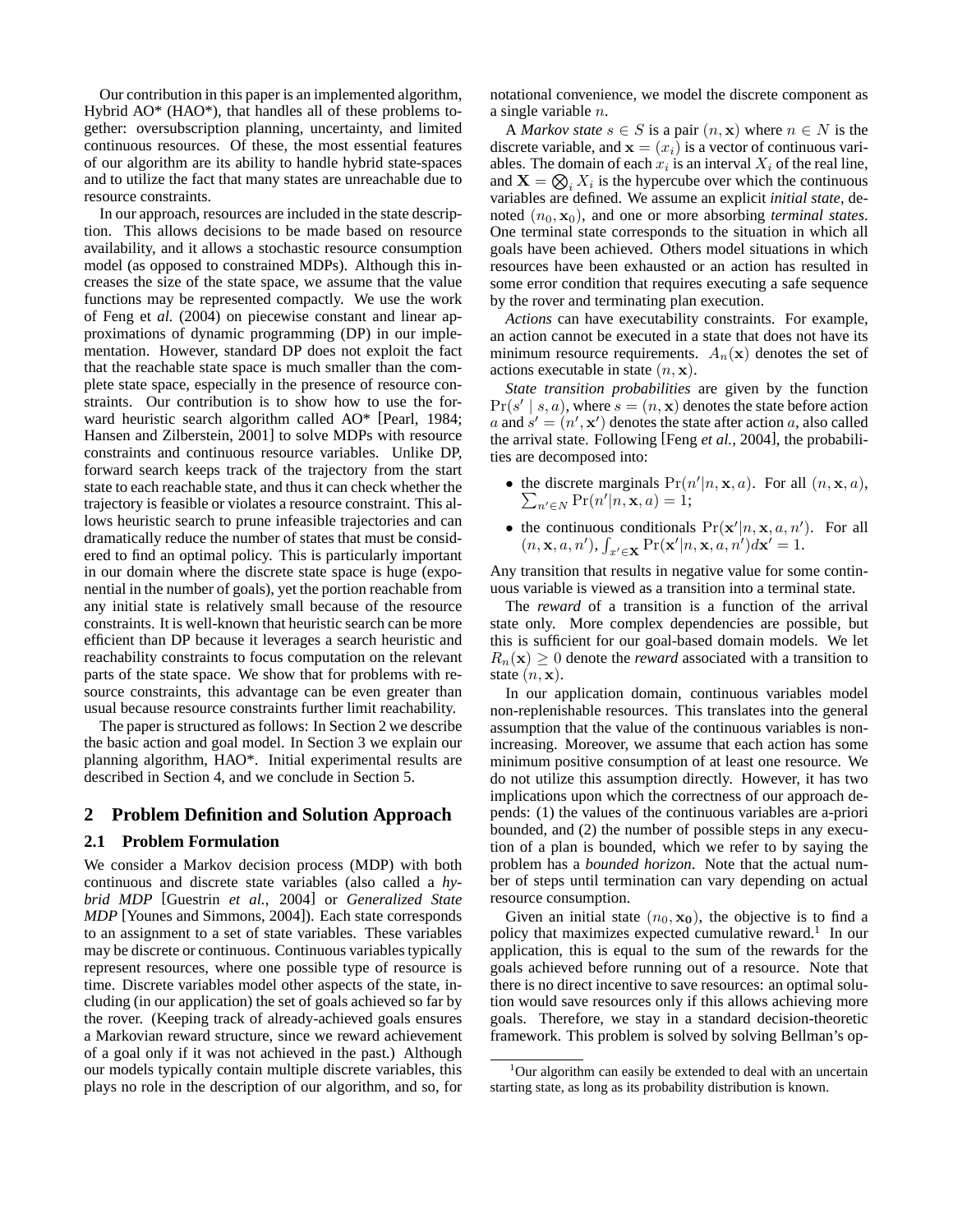Our contribution in this paper is an implemented algorithm, Hybrid AO* (HAO*), that handles all of these problems together: oversubscription planning, uncertainty, and limited continuous resources. Of these, the most essential features of our algorithm are its ability to handle hybrid state-spaces and to utilize the fact that many states are unreachable due to resource constraints.

In our approach, resources are included in the state description. This allows decisions to be made based on resource availability, and it allows a stochastic resource consumption model (as opposed to constrained MDPs). Although this increases the size of the state space, we assume that the value functions may be represented compactly. We use the work of Feng et *al.* (2004) on piecewise constant and linear approximations of dynamic programming (DP) in our implementation. However, standard DP does not exploit the fact that the reachable state space is much smaller than the complete state space, especially in the presence of resource constraints. Our contribution is to show how to use the forward heuristic search algorithm called AO* [Pearl, 1984; Hansen and Zilberstein, 2001] to solve MDPs with resource constraints and continuous resource variables. Unlike DP, forward search keeps track of the trajectory from the start state to each reachable state, and thus it can check whether the trajectory is feasible or violates a resource constraint. This allows heuristic search to prune infeasible trajectories and can dramatically reduce the number of states that must be considered to find an optimal policy. This is particularly important in our domain where the discrete state space is huge (exponential in the number of goals), yet the portion reachable from any initial state is relatively small because of the resource constraints. It is well-known that heuristic search can be more efficient than DP because it leverages a search heuristic and reachability constraints to focus computation on the relevant parts of the state space. We show that for problems with resource constraints, this advantage can be even greater than usual because resource constraints further limit reachability.

The paper is structured as follows: In Section 2 we describe the basic action and goal model. In Section 3 we explain our planning algorithm, HAO*. Initial experimental results are described in Section 4, and we conclude in Section 5.

## 2 Problem Definition and Solution Approach

### 2.1 Problem Formulation

We consider a Markov decision process (MDP) with both continuous and discrete state variables (also called a *hybrid MDP* [Guestrin *et al.*, 2004] or *Generalized State MDP* [Younes and Simmons, 2004]). Each state corresponds to an assignment to a set of state variables. These variables may be discrete or continuous. Continuous variables typically represent resources, where one possible type of resource is time. Discrete variables model other aspects of the state, including (in our application) the set of goals achieved so far by the rover. (Keeping track of already-achieved goals ensures a Markovian reward structure, since we reward achievement of a goal only if it was not achieved in the past.) Although our models typically contain multiple discrete variables, this plays no role in the description of our algorithm, and so, for notational convenience, we model the discrete component as a single variable $n$.

A *Markov state* $s \in S$ is a pair $(n, \mathbf{x})$ where $n \in N$ is the discrete variable, and $\mathbf{x} = (x_i)$ is a vector of continuous variables. The domain of each $x_i$ is an interval $X_i$ of the real line, and $\mathbf{X} = \bigotimes_i X_i$ is the hypercube over which the continuous variables are defined. We assume an explicit *initial state*, denoted $(n_0, \mathbf{x}_0)$, and one or more absorbing *terminal states*. One terminal state corresponds to the situation in which all goals have been achieved. Others model situations in which resources have been exhausted or an action has resulted in some error condition that requires executing a safe sequence by the rover and terminating plan execution.

*Actions* can have executability constraints. For example, an action cannot be executed in a state that does not have its minimum resource requirements. $A_n(\mathbf{x})$ denotes the set of actions executable in state $(n, \mathbf{x})$.

*State transition probabilities* are given by the function $\Pr(s' \mid s, a)$, where $s = (n, \mathbf{x})$ denotes the state before action $a$ and $s' = (n', \mathbf{x}')$ denotes the state after action $a$, also called the arrival state. Following [Feng *et al.*, 2004], the probabilities are decomposed into:

- the discrete marginals $\Pr(n'|n, \mathbf{x}, a)$. For all $(n, \mathbf{x}, a)$, $\sum_{n' \in N} \Pr(n'|n, \mathbf{x}, a) = 1$;
- the continuous conditionals $\Pr(\mathbf{x}'|n, \mathbf{x}, a, n')$. For all $(n, \mathbf{x}, a, n')$, $\int_{x' \in \mathbf{X}} \Pr(\mathbf{x}'|n, \mathbf{x}, a, n') d\mathbf{x}' = 1$.

Any transition that results in negative value for some continuous variable is viewed as a transition into a terminal state.

The *reward* of a transition is a function of the arrival state only. More complex dependencies are possible, but this is sufficient for our goal-based domain models. We let $R_n(\mathbf{x}) \geq 0$ denote the *reward* associated with a transition to state $(n, \mathbf{x})$.

In our application domain, continuous variables model non-replenishable resources. This translates into the general assumption that the value of the continuous variables is non-increasing. Moreover, we assume that each action has some minimum positive consumption of at least one resource. We do not utilize this assumption directly. However, it has two implications upon which the correctness of our approach depends: (1) the values of the continuous variables are a-priori bounded, and (2) the number of possible steps in any execution of a plan is bounded, which we refer to by saying the problem has a *bounded horizon*. Note that the actual number of steps until termination can vary depending on actual resource consumption.

Given an initial state $(n_0, \mathbf{x_0})$, the objective is to find a policy that maximizes expected cumulative reward.[1] In our application, this is equal to the sum of the rewards for the goals achieved before running out of a resource. Note that there is no direct incentive to save resources: an optimal solution would save resources only if this allows achieving more goals. Therefore, we stay in a standard decision-theoretic framework. This problem is solved by solving Bellman's op-

[1] Our algorithm can easily be extended to deal with an uncertain starting state, as long as its probability distribution is known.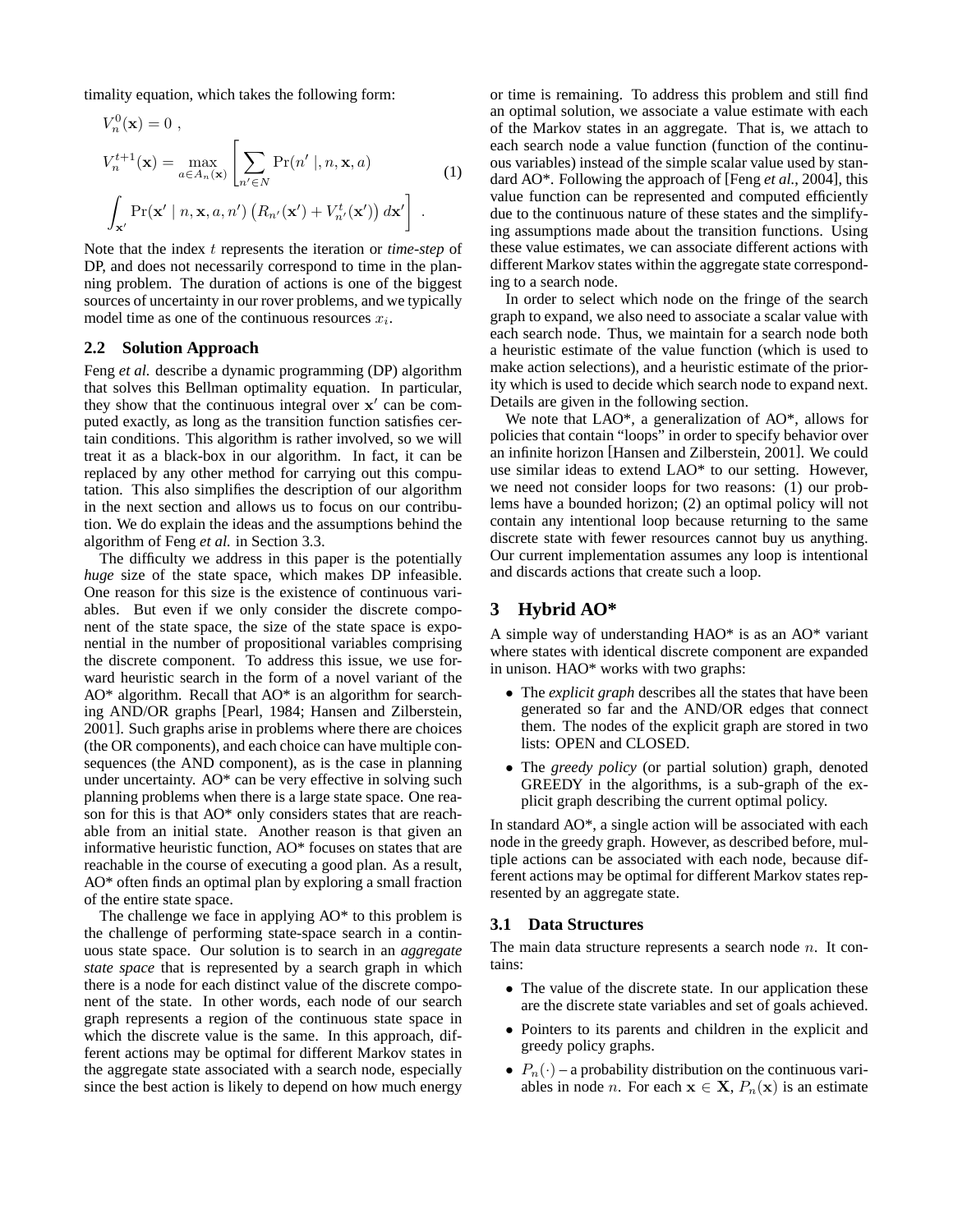timality equation, which takes the following form:

$$
\begin{aligned}
&V_n^0(\mathbf{x}) = 0 \ , \\
&V_n^{t+1}(\mathbf{x}) = \max_{a \in A_n(\mathbf{x})} \left[ \sum_{n' \in N} \Pr(n' \mid, n, \mathbf{x}, a) \right. \\
&\left. \int_{\mathbf{x}'} \Pr(\mathbf{x}' \mid n, \mathbf{x}, a, n') \left( R_{n'}(\mathbf{x}') + V_{n'}^t(\mathbf{x}') \right) d\mathbf{x}' \right] \ .
\end{aligned} \tag{1}
$$

Note that the index $t$ represents the iteration or *time-step* of DP, and does not necessarily correspond to time in the planning problem. The duration of actions is one of the biggest sources of uncertainty in our rover problems, and we typically model time as one of the continuous resources $x_i$.

## 2.2 Solution Approach

Feng *et al.* describe a dynamic programming (DP) algorithm that solves this Bellman optimality equation. In particular, they show that the continuous integral over $\mathbf{x}'$ can be computed exactly, as long as the transition function satisfies certain conditions. This algorithm is rather involved, so we will treat it as a black-box in our algorithm. In fact, it can be replaced by any other method for carrying out this computation. This also simplifies the description of our algorithm in the next section and allows us to focus on our contribution. We do explain the ideas and the assumptions behind the algorithm of Feng *et al.* in Section 3.3.

The difficulty we address in this paper is the potentially *huge* size of the state space, which makes DP infeasible. One reason for this size is the existence of continuous variables. But even if we only consider the discrete component of the state space, the size of the state space is exponential in the number of propositional variables comprising the discrete component. To address this issue, we use forward heuristic search in the form of a novel variant of the AO* algorithm. Recall that AO* is an algorithm for searching AND/OR graphs [Pearl, 1984; Hansen and Zilberstein, 2001]. Such graphs arise in problems where there are choices (the OR components), and each choice can have multiple consequences (the AND component), as is the case in planning under uncertainty. AO* can be very effective in solving such planning problems when there is a large state space. One reason for this is that AO* only considers states that are reachable from an initial state. Another reason is that given an informative heuristic function, AO* focuses on states that are reachable in the course of executing a good plan. As a result, AO* often finds an optimal plan by exploring a small fraction of the entire state space.

The challenge we face in applying AO* to this problem is the challenge of performing state-space search in a continuous state space. Our solution is to search in an *aggregate state space* that is represented by a search graph in which there is a node for each distinct value of the discrete component of the state. In other words, each node of our search graph represents a region of the continuous state space in which the discrete value is the same. In this approach, different actions may be optimal for different Markov states in the aggregate state associated with a search node, especially since the best action is likely to depend on how much energy or time is remaining. To address this problem and still find an optimal solution, we associate a value estimate with each of the Markov states in an aggregate. That is, we attach to each search node a value function (function of the continuous variables) instead of the simple scalar value used by standard AO*. Following the approach of [Feng *et al.*, 2004], this value function can be represented and computed efficiently due to the continuous nature of these states and the simplifying assumptions made about the transition functions. Using these value estimates, we can associate different actions with different Markov states within the aggregate state corresponding to a search node.

In order to select which node on the fringe of the search graph to expand, we also need to associate a scalar value with each search node. Thus, we maintain for a search node both a heuristic estimate of the value function (which is used to make action selections), and a heuristic estimate of the priority which is used to decide which search node to expand next. Details are given in the following section.

We note that LAO*, a generalization of AO*, allows for policies that contain "loops" in order to specify behavior over an infinite horizon [Hansen and Zilberstein, 2001]. We could use similar ideas to extend LAO* to our setting. However, we need not consider loops for two reasons: (1) our problems have a bounded horizon; (2) an optimal policy will not contain any intentional loop because returning to the same discrete state with fewer resources cannot buy us anything. Our current implementation assumes any loop is intentional and discards actions that create such a loop.

# 3 Hybrid AO*

A simple way of understanding HAO* is as an AO* variant where states with identical discrete component are expanded in unison. HAO* works with two graphs:

- The *explicit graph* describes all the states that have been generated so far and the AND/OR edges that connect them. The nodes of the explicit graph are stored in two lists: OPEN and CLOSED.
- The *greedy policy* (or partial solution) graph, denoted GREEDY in the algorithms, is a sub-graph of the explicit graph describing the current optimal policy.

In standard AO*, a single action will be associated with each node in the greedy graph. However, as described before, multiple actions can be associated with each node, because different actions may be optimal for different Markov states represented by an aggregate state.

## 3.1 Data Structures

The main data structure represents a search node $n$. It contains:

- The value of the discrete state. In our application these are the discrete state variables and set of goals achieved.
- Pointers to its parents and children in the explicit and greedy policy graphs.
- $P_n(\cdot)$ – a probability distribution on the continuous variables in node $n$. For each $\mathbf{x} \in \mathbf{X}$, $P_n(\mathbf{x})$ is an estimate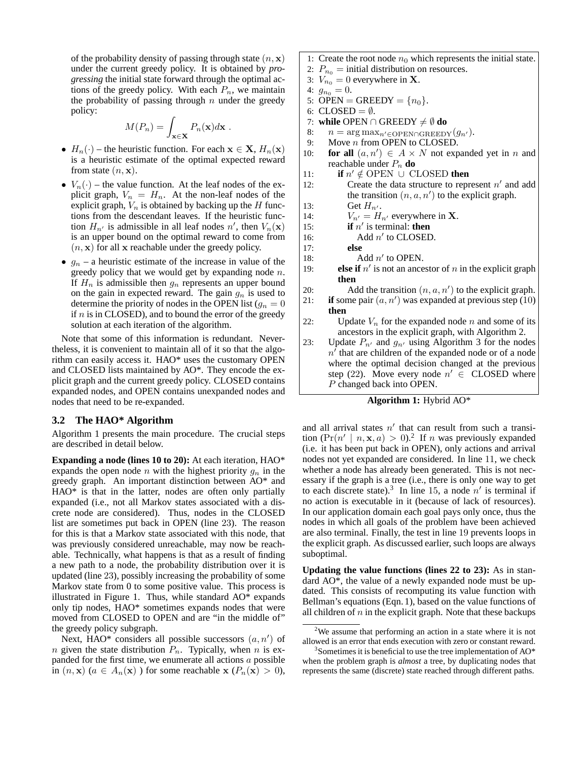of the probability density of passing through state $(n, \mathbf{x})$ under the current greedy policy. It is obtained by *progressing* the initial state forward through the optimal actions of the greedy policy. With each $P_n$, we maintain the probability of passing through $n$ under the greedy policy:

$$M(P_n) = \int_{\mathbf{x} \in \mathbf{X}} P_n(\mathbf{x}) d\mathbf{x} \; .$$

- $H_n(\cdot)$ – the heuristic function. For each $\mathbf{x} \in \mathbf{X}$, $H_n(\mathbf{x})$ is a heuristic estimate of the optimal expected reward from state $(n, \mathbf{x})$.
- $V_n(\cdot)$ – the value function. At the leaf nodes of the explicit graph, $V_n = H_n$. At the non-leaf nodes of the explicit graph, $V_n$ is obtained by backing up the $H$ functions from the descendant leaves. If the heuristic function $H_{n'}$ is admissible in all leaf nodes $n'$, then $V_n(\mathbf{x})$ is an upper bound on the optimal reward to come from $(n, \mathbf{x})$ for all $\mathbf{x}$ reachable under the greedy policy.
- $g_n$ – a heuristic estimate of the increase in value of the greedy policy that we would get by expanding node $n$. If $H_n$ is admissible then $g_n$ represents an upper bound on the gain in expected reward. The gain $g_n$ is used to determine the priority of nodes in the OPEN list ($g_n = 0$ if $n$ is in CLOSED), and to bound the error of the greedy solution at each iteration of the algorithm.

Note that some of this information is redundant. Nevertheless, it is convenient to maintain all of it so that the algorithm can easily access it. HAO* uses the customary OPEN and CLOSED lists maintained by AO*. They encode the explicit graph and the current greedy policy. CLOSED contains expanded nodes, and OPEN contains unexpanded nodes and nodes that need to be re-expanded.

### 3.2 The HAO* Algorithm

Algorithm 1 presents the main procedure. The crucial steps are described in detail below.

```
1: Create the root node n_0 which represents the initial state.
2: P_{n_0} = initial distribution on resources.
3: V_{n_0} = 0 everywhere in X.
4: g_{n_0} = 0.
5: OPEN = GREEDY = {n_0}.
6: CLOSED = ∅.
7: while OPEN ∩ GREEDY ≠ ∅ do
8:    n = arg max_{n' ∈ OPEN ∩ GREEDY}(g_{n'}).
9:    Move n from OPEN to CLOSED.
10:   for all (a, n') ∈ A × N not expanded yet in n and
      reachable under P_n do
11:      if n' ∉ OPEN ∪ CLOSED then
12:         Create the data structure to represent n' and add
            the transition (n, a, n') to the explicit graph.
13:         Get H_{n'}.
14:         V_{n'} = H_{n'} everywhere in X.
15:         if n' is terminal: then
16:            Add n' to CLOSED.
17:         else
18:            Add n' to OPEN.
19:      else if n' is not an ancestor of n in the explicit graph
         then
20:         Add the transition (n, a, n') to the explicit graph.
21:   if some pair (a, n') was expanded at previous step (10)
      then
22:      Update V_n for the expanded node n and some of its
         ancestors in the explicit graph, with Algorithm 2.
23:   Update P_{n'} and g_{n'} using Algorithm 3 for the nodes
      n' that are children of the expanded node or of a node
      where the optimal decision changed at the previous
      step (22). Move every node n' ∈ CLOSED where
      P changed back into OPEN.
```

**Algorithm 1:** Hybrid AO*

**Expanding a node (lines 10 to 20):** At each iteration, HAO* expands the open node $n$ with the highest priority $g_n$ in the greedy graph. An important distinction between AO* and HAO* is that in the latter, nodes are often only partially expanded (i.e., not all Markov states associated with a discrete node are considered). Thus, nodes in the CLOSED list are sometimes put back in OPEN (line 23). The reason for this is that a Markov state associated with this node, that was previously considered unreachable, may now be reachable. Technically, what happens is that as a result of finding a new path to a node, the probability distribution over it is updated (line 23), possibly increasing the probability of some Markov state from 0 to some positive value. This process is illustrated in Figure 1. Thus, while standard AO* expands only tip nodes, HAO* sometimes expands nodes that were moved from CLOSED to OPEN and are "in the middle of" the greedy policy subgraph.

Next, HAO* considers all possible successors $(a, n')$ of $n$ given the state distribution $P_n$. Typically, when $n$ is expanded for the first time, we enumerate all actions $a$ possible in $(n, \mathbf{x})$ ($a \in A_n(\mathbf{x})$ ) for some reachable $\mathbf{x}$ ($P_n(\mathbf{x}) > 0$), and all arrival states $n'$ that can result from such a transition ($\Pr(n' \mid n, \mathbf{x}, a) > 0$).[2] If $n$ was previously expanded (i.e. it has been put back in OPEN), only actions and arrival nodes not yet expanded are considered. In line 11, we check whether a node has already been generated. This is not necessary if the graph is a tree (i.e., there is only one way to get to each discrete state).[3] In line 15, a node $n'$ is terminal if no action is executable in it (because of lack of resources). In our application domain each goal pays only once, thus the nodes in which all goals of the problem have been achieved are also terminal. Finally, the test in line 19 prevents loops in the explicit graph. As discussed earlier, such loops are always suboptimal.

**Updating the value functions (lines 22 to 23):** As in standard AO*, the value of a newly expanded node must be updated. This consists of recomputing its value function with Bellman's equations (Eqn. 1), based on the value functions of all children of $n$ in the explicit graph. Note that these backups

[2] We assume that performing an action in a state where it is not allowed is an error that ends execution with zero or constant reward.

[3] Sometimes it is beneficial to use the tree implementation of AO* when the problem graph is *almost* a tree, by duplicating nodes that represents the same (discrete) state reached through different paths.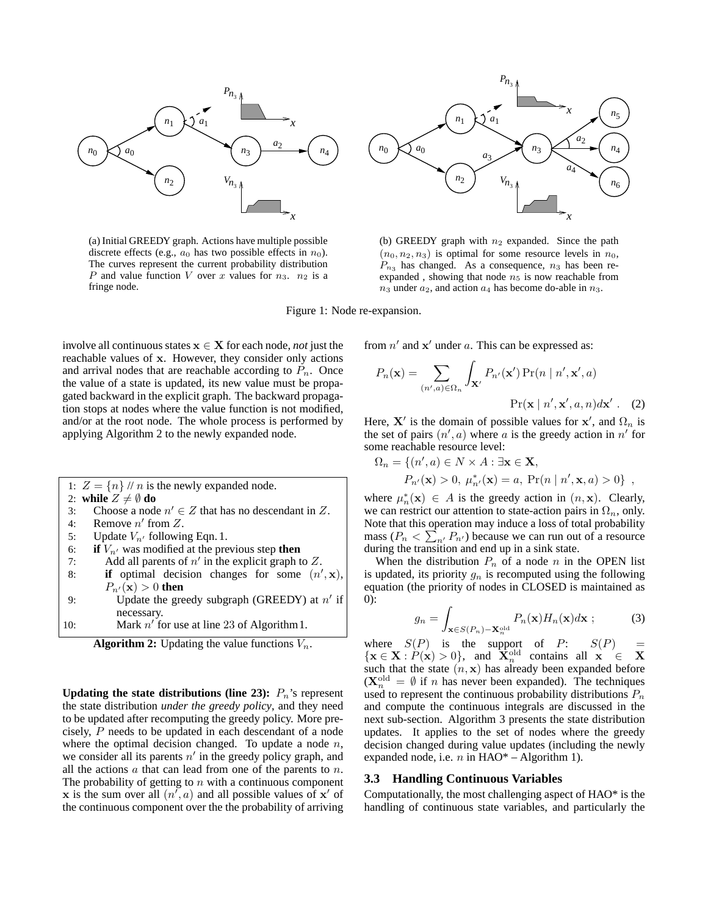(a) Initial GREEDY graph. Actions have multiple possible discrete effects (e.g., $a_0$ has two possible effects in $n_0$). The curves represent the current probability distribution $P$ and value function $V$ over $x$ values for $n_3$. $n_2$ is a fringe node.

(b) GREEDY graph with $n_2$ expanded. Since the path $(n_0, n_2, n_3)$ is optimal for some resource levels in $n_0$, $P_{n_3}$ has changed. As a consequence, $n_3$ has been re-expanded , showing that node $n_5$ is now reachable from $n_3$ under $a_2$, and action $a_4$ has become do-able in $n_3$.

Figure 1: Node re-expansion.

involve all continuous states $\mathbf{x} \in \mathbf{X}$ for each node, *not* just the reachable values of $\mathbf{x}$. However, they consider only actions and arrival nodes that are reachable according to $P_n$. Once the value of a state is updated, its new value must be propagated backward in the explicit graph. The backward propagation stops at nodes where the value function is not modified, and/or at the root node. The whole process is performed by applying Algorithm 2 to the newly expanded node.

```
1:  Z = {n} // n is the newly expanded node.
2:  while Z ≠ ∅ do
3:     Choose a node n' ∈ Z that has no descendant in Z.
4:     Remove n' from Z.
5:     Update V_{n'} following Eqn. 1.
6:     if V_{n'} was modified at the previous step then
7:        Add all parents of n' in the explicit graph to Z.
8:        if optimal decision changes for some (n', x), P_{n'}(x) > 0 then
9:           Update the greedy subgraph (GREEDY) at n' if necessary.
10:          Mark n' for use at line 23 of Algorithm 1.
```

**Algorithm 2:** Updating the value functions $V_n$.

**Updating the state distributions (line 23):** $P_n$'s represent the state distribution *under the greedy policy*, and they need to be updated after recomputing the greedy policy. More precisely, $P$ needs to be updated in each descendant of a node where the optimal decision changed. To update a node $n$, we consider all its parents $n'$ in the greedy policy graph, and all the actions $a$ that can lead from one of the parents to $n$. The probability of getting to $n$ with a continuous component $\mathbf{x}$ is the sum over all $(n', a)$ and all possible values of $\mathbf{x}'$ of the continuous component over the the probability of arriving from $n'$ and $\mathbf{x}'$ under $a$. This can be expressed as:

$$P_n(\mathbf{x}) = \sum_{(n',a)\in\Omega_n} \int_{\mathbf{X}'} P_{n'}(\mathbf{x}') \Pr(n \mid n', \mathbf{x}', a) \Pr(\mathbf{x} \mid n', \mathbf{x}', a, n) d\mathbf{x}' \ . \quad (2)$$

Here, $\mathbf{X}'$ is the domain of possible values for $\mathbf{x}'$, and $\Omega_n$ is the set of pairs $(n', a)$ where $a$ is the greedy action in $n'$ for some reachable resource level:

$$\Omega_n = \{(n', a) \in N \times A : \exists \mathbf{x} \in \mathbf{X}, P_{n'}(\mathbf{x}) > 0,\ \mu^*_{n'}(\mathbf{x}) = a,\ \Pr(n \mid n', \mathbf{x}, a) > 0\} \ ,$$

where $\mu^*_n(\mathbf{x}) \in A$ is the greedy action in $(n, \mathbf{x})$. Clearly, we can restrict our attention to state-action pairs in $\Omega_n$, only. Note that this operation may induce a loss of total probability mass ($P_n < \sum_{n'} P_{n'}$) because we can run out of a resource during the transition and end up in a sink state.

When the distribution $P_n$ of a node $n$ in the OPEN list is updated, its priority $g_n$ is recomputed using the following equation (the priority of nodes in CLOSED is maintained as 0):

$$g_n = \int_{\mathbf{x}\in S(P_n)-\mathbf{X}^{\text{old}}_n} P_n(\mathbf{x}) H_n(\mathbf{x}) d\mathbf{x} \ ; \quad (3)$$

where $S(P)$ is the support of $P$: $S(P) = \{\mathbf{x} \in \mathbf{X} : P(\mathbf{x}) > 0\}$, and $\mathbf{X}^{\text{old}}_n$ contains all $\mathbf{x} \in \mathbf{X}$ such that the state $(n, \mathbf{x})$ has already been expanded before ($\mathbf{X}^{\text{old}}_n = \emptyset$ if $n$ has never been expanded). The techniques used to represent the continuous probability distributions $P_n$ and compute the continuous integrals are discussed in the next sub-section. Algorithm 3 presents the state distribution updates. It applies to the set of nodes where the greedy decision changed during value updates (including the newly expanded node, i.e. $n$ in HAO* – Algorithm 1).

### 3.3 Handling Continuous Variables

Computationally, the most challenging aspect of HAO* is the handling of continuous state variables, and particularly the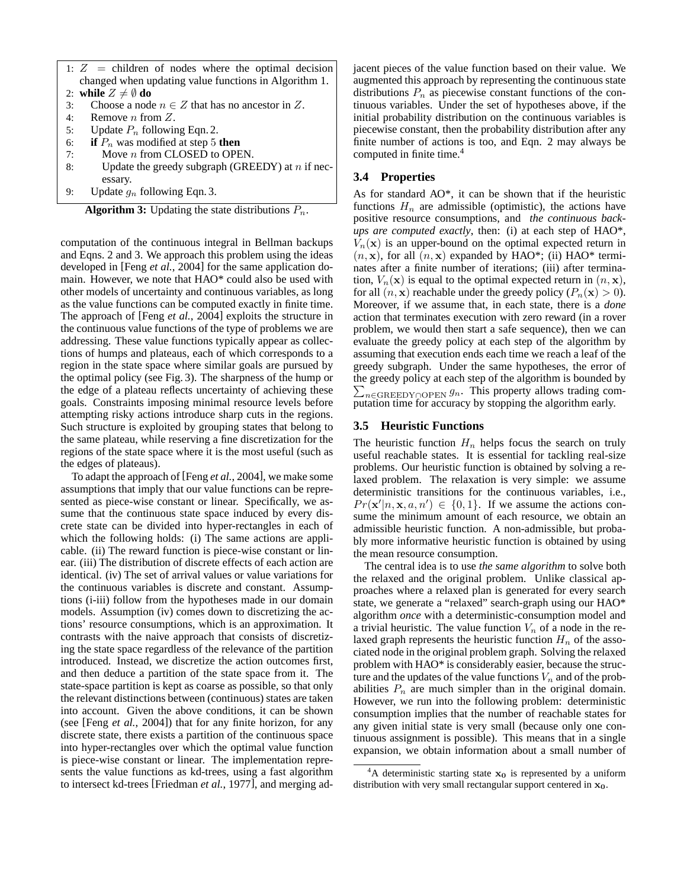```
1: Z = children of nodes where the optimal decision
   changed when updating value functions in Algorithm 1.
2: while Z ≠ ∅ do
3:    Choose a node n ∈ Z that has no ancestor in Z.
4:    Remove n from Z.
5:    Update P_n following Eqn. 2.
6:    if P_n was modified at step 5 then
7:       Move n from CLOSED to OPEN.
8:       Update the greedy subgraph (GREEDY) at n if nec-
         essary.
9:    Update g_n following Eqn. 3.
```

**Algorithm 3:** Updating the state distributions $P_n$.

computation of the continuous integral in Bellman backups and Eqns. 2 and 3. We approach this problem using the ideas developed in [Feng *et al.*, 2004] for the same application domain. However, we note that HAO* could also be used with other models of uncertainty and continuous variables, as long as the value functions can be computed exactly in finite time. The approach of [Feng *et al.*, 2004] exploits the structure in the continuous value functions of the type of problems we are addressing. These value functions typically appear as collections of humps and plateaus, each of which corresponds to a region in the state space where similar goals are pursued by the optimal policy (see Fig. 3). The sharpness of the hump or the edge of a plateau reflects uncertainty of achieving these goals. Constraints imposing minimal resource levels before attempting risky actions introduce sharp cuts in the regions. Such structure is exploited by grouping states that belong to the same plateau, while reserving a fine discretization for the regions of the state space where it is the most useful (such as the edges of plateaus).

To adapt the approach of [Feng *et al.*, 2004], we make some assumptions that imply that our value functions can be represented as piece-wise constant or linear. Specifically, we assume that the continuous state space induced by every discrete state can be divided into hyper-rectangles in each of which the following holds: (i) The same actions are applicable. (ii) The reward function is piece-wise constant or linear. (iii) The distribution of discrete effects of each action are identical. (iv) The set of arrival values or value variations for the continuous variables is discrete and constant. Assumptions (i-iii) follow from the hypotheses made in our domain models. Assumption (iv) comes down to discretizing the actions' resource consumptions, which is an approximation. It contrasts with the naive approach that consists of discretizing the state space regardless of the relevance of the partition introduced. Instead, we discretize the action outcomes first, and then deduce a partition of the state space from it. The state-space partition is kept as coarse as possible, so that only the relevant distinctions between (continuous) states are taken into account. Given the above conditions, it can be shown (see [Feng *et al.*, 2004]) that for any finite horizon, for any discrete state, there exists a partition of the continuous space into hyper-rectangles over which the optimal value function is piece-wise constant or linear. The implementation represents the value functions as kd-trees, using a fast algorithm to intersect kd-trees [Friedman *et al.*, 1977], and merging adjacent pieces of the value function based on their value. We augmented this approach by representing the continuous state distributions $P_n$ as piecewise constant functions of the continuous variables. Under the set of hypotheses above, if the initial probability distribution on the continuous variables is piecewise constant, then the probability distribution after any finite number of actions is too, and Eqn. 2 may always be computed in finite time.[4]

### 3.4 Properties

As for standard AO*, it can be shown that if the heuristic functions $H_n$ are admissible (optimistic), the actions have positive resource consumptions, and *the continuous backups are computed exactly*, then: (i) at each step of HAO*, $V_n(\mathbf{x})$ is an upper-bound on the optimal expected return in $(n, \mathbf{x})$, for all $(n, \mathbf{x})$ expanded by HAO*; (ii) HAO* terminates after a finite number of iterations; (iii) after termination, $V_n(\mathbf{x})$ is equal to the optimal expected return in $(n, \mathbf{x})$, for all $(n, \mathbf{x})$ reachable under the greedy policy ($P_n(\mathbf{x}) > 0$). Moreover, if we assume that, in each state, there is a *done* action that terminates execution with zero reward (in a rover problem, we would then start a safe sequence), then we can evaluate the greedy policy at each step of the algorithm by assuming that execution ends each time we reach a leaf of the greedy subgraph. Under the same hypotheses, the error of the greedy policy at each step of the algorithm is bounded by $\sum_{n \in \text{GREEDY} \cap \text{OPEN}} g_n$. This property allows trading computation time for accuracy by stopping the algorithm early.

### 3.5 Heuristic Functions

The heuristic function $H_n$ helps focus the search on truly useful reachable states. It is essential for tackling real-size problems. Our heuristic function is obtained by solving a relaxed problem. The relaxation is very simple: we assume deterministic transitions for the continuous variables, i.e., $Pr(\mathbf{x}'|n, \mathbf{x}, a, n') \in \{0, 1\}$. If we assume the actions consume the minimum amount of each resource, we obtain an admissible heuristic function. A non-admissible, but probably more informative heuristic function is obtained by using the mean resource consumption.

The central idea is to use *the same algorithm* to solve both the relaxed and the original problem. Unlike classical approaches where a relaxed plan is generated for every search state, we generate a "relaxed" search-graph using our HAO* algorithm *once* with a deterministic-consumption model and a trivial heuristic. The value function $V_n$ of a node in the relaxed graph represents the heuristic function $H_n$ of the associated node in the original problem graph. Solving the relaxed problem with HAO* is considerably easier, because the structure and the updates of the value functions $V_n$ and of the probabilities $P_n$ are much simpler than in the original domain. However, we run into the following problem: deterministic consumption implies that the number of reachable states for any given initial state is very small (because only one continuous assignment is possible). This means that in a single expansion, we obtain information about a small number of

[4] A deterministic starting state $\mathbf{x_0}$ is represented by a uniform distribution with very small rectangular support centered in $\mathbf{x_0}$.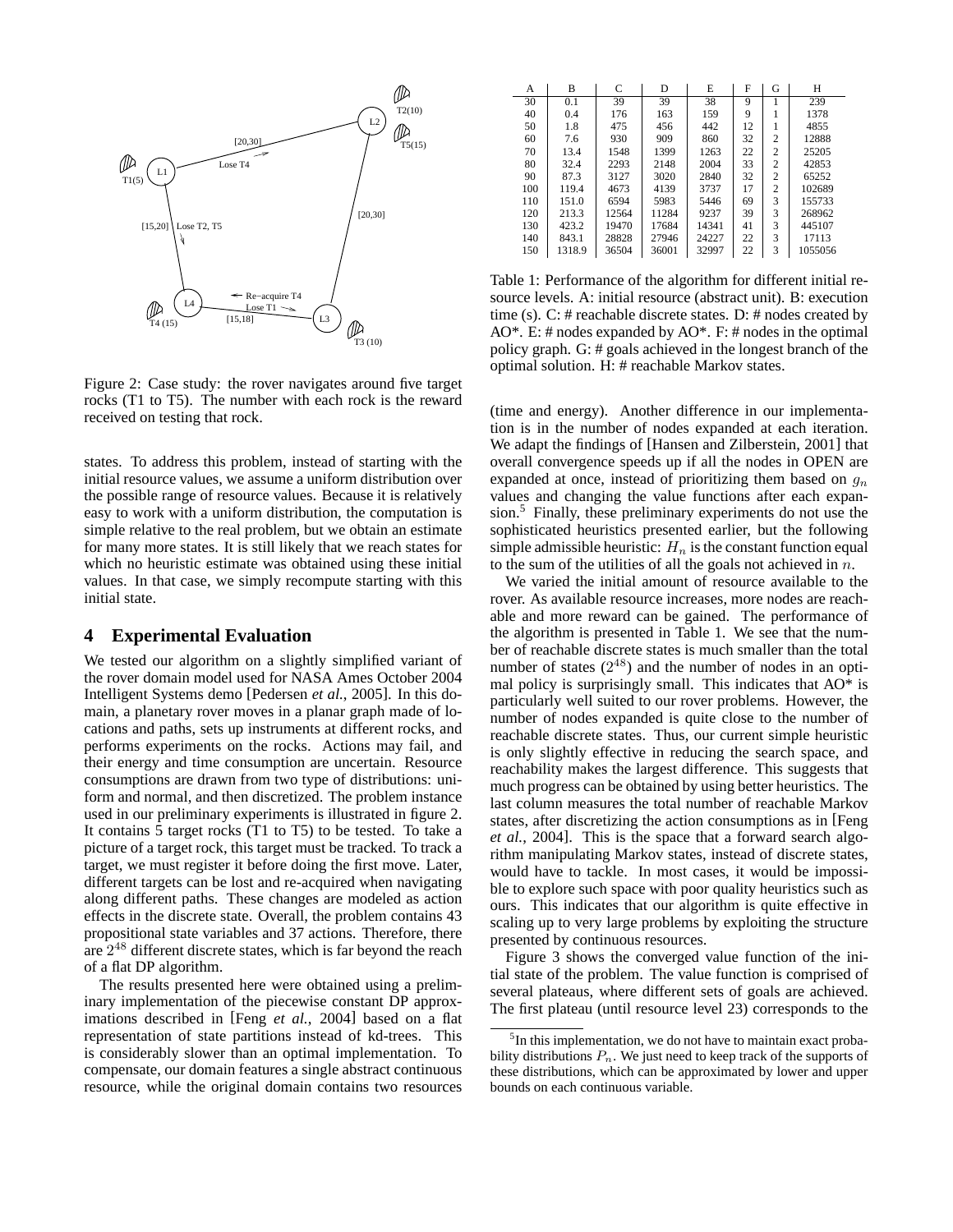Figure 2: Case study: the rover navigates around five target rocks (T1 to T5). The number with each rock is the reward received on testing that rock.

states. To address this problem, instead of starting with the initial resource values, we assume a uniform distribution over the possible range of resource values. Because it is relatively easy to work with a uniform distribution, the computation is simple relative to the real problem, but we obtain an estimate for many more states. It is still likely that we reach states for which no heuristic estimate was obtained using these initial values. In that case, we simply recompute starting with this initial state.

## 4 Experimental Evaluation

We tested our algorithm on a slightly simplified variant of the rover domain model used for NASA Ames October 2004 Intelligent Systems demo [Pedersen *et al.*, 2005]. In this domain, a planetary rover moves in a planar graph made of locations and paths, sets up instruments at different rocks, and performs experiments on the rocks. Actions may fail, and their energy and time consumption are uncertain. Resource consumptions are drawn from two type of distributions: uniform and normal, and then discretized. The problem instance used in our preliminary experiments is illustrated in figure 2. It contains 5 target rocks (T1 to T5) to be tested. To take a picture of a target rock, this target must be tracked. To track a target, we must register it before doing the first move. Later, different targets can be lost and re-acquired when navigating along different paths. These changes are modeled as action effects in the discrete state. Overall, the problem contains 43 propositional state variables and 37 actions. Therefore, there are $2^{48}$ different discrete states, which is far beyond the reach of a flat DP algorithm.

The results presented here were obtained using a preliminary implementation of the piecewise constant DP approximations described in [Feng *et al.*, 2004] based on a flat representation of state partitions instead of kd-trees. This is considerably slower than an optimal implementation. To compensate, our domain features a single abstract continuous resource, while the original domain contains two resources (time and energy). Another difference in our implementation is in the number of nodes expanded at each iteration. We adapt the findings of [Hansen and Zilberstein, 2001] that overall convergence speeds up if all the nodes in OPEN are expanded at once, instead of prioritizing them based on $g_n$ values and changing the value functions after each expansion.[5] Finally, these preliminary experiments do not use the sophisticated heuristics presented earlier, but the following simple admissible heuristic: $H_n$ is the constant function equal to the sum of the utilities of all the goals not achieved in $n$.

| A | B | C | D | E | F | G | H |
|---|---|---|---|---|---|---|---|
| 30 | 0.1 | 39 | 39 | 38 | 9 | 1 | 239 |
| 40 | 0.4 | 176 | 163 | 159 | 9 | 1 | 1378 |
| 50 | 1.8 | 475 | 456 | 442 | 12 | 1 | 4855 |
| 60 | 7.6 | 930 | 909 | 860 | 32 | 2 | 12888 |
| 70 | 13.4 | 1548 | 1399 | 1263 | 22 | 2 | 25205 |
| 80 | 32.4 | 2293 | 2148 | 2004 | 33 | 2 | 42853 |
| 90 | 87.3 | 3127 | 3020 | 2840 | 32 | 2 | 65252 |
| 100 | 119.4 | 4673 | 4139 | 3737 | 17 | 2 | 102689 |
| 110 | 151.0 | 6594 | 5983 | 5446 | 69 | 3 | 155733 |
| 120 | 213.3 | 12564 | 11284 | 9237 | 39 | 3 | 268962 |
| 130 | 423.2 | 19470 | 17684 | 14341 | 41 | 3 | 445107 |
| 140 | 843.1 | 28828 | 27946 | 24227 | 22 | 3 | 17113 |
| 150 | 1318.9 | 36504 | 36001 | 32997 | 22 | 3 | 1055056 |

Table 1: Performance of the algorithm for different initial resource levels. A: initial resource (abstract unit). B: execution time (s). C: # reachable discrete states. D: # nodes created by AO*. E: # nodes expanded by AO*. F: # nodes in the optimal policy graph. G: # goals achieved in the longest branch of the optimal solution. H: # reachable Markov states.

We varied the initial amount of resource available to the rover. As available resource increases, more nodes are reachable and more reward can be gained. The performance of the algorithm is presented in Table 1. We see that the number of reachable discrete states is much smaller than the total number of states ($2^{48}$) and the number of nodes in an optimal policy is surprisingly small. This indicates that AO* is particularly well suited to our rover problems. However, the number of nodes expanded is quite close to the number of reachable discrete states. Thus, our current simple heuristic is only slightly effective in reducing the search space, and reachability makes the largest difference. This suggests that much progress can be obtained by using better heuristics. The last column measures the total number of reachable Markov states, after discretizing the action consumptions as in [Feng *et al.*, 2004]. This is the space that a forward search algorithm manipulating Markov states, instead of discrete states, would have to tackle. In most cases, it would be impossible to explore such space with poor quality heuristics such as ours. This indicates that our algorithm is quite effective in scaling up to very large problems by exploiting the structure presented by continuous resources.

Figure 3 shows the converged value function of the initial state of the problem. The value function is comprised of several plateaus, where different sets of goals are achieved. The first plateau (until resource level 23) corresponds to the

[5] In this implementation, we do not have to maintain exact probability distributions $P_n$. We just need to keep track of the supports of these distributions, which can be approximated by lower and upper bounds on each continuous variable.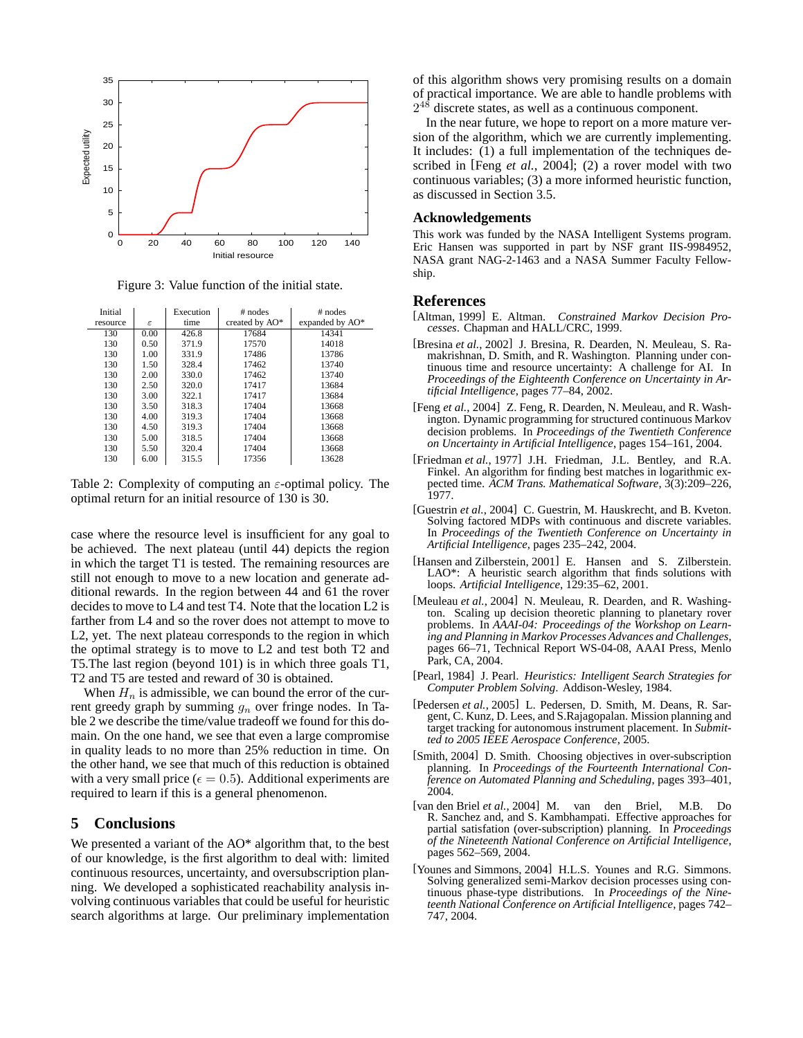35
30
25
20
15
10
5
0

0 20 40 60 80 100 120 140

Expected utility

Initial resource

Figure 3: Value function of the initial state.

| Initial resource | $\varepsilon$ | Execution time | # nodes created by AO* | # nodes expanded by AO* |
|---|---|---|---|---|
| 130 | 0.00 | 426.8 | 17684 | 14341 |
| 130 | 0.50 | 371.9 | 17570 | 14018 |
| 130 | 1.00 | 331.9 | 17486 | 13786 |
| 130 | 1.50 | 328.4 | 17462 | 13740 |
| 130 | 2.00 | 330.0 | 17462 | 13740 |
| 130 | 2.50 | 320.0 | 17417 | 13684 |
| 130 | 3.00 | 322.1 | 17417 | 13684 |
| 130 | 3.50 | 318.3 | 17404 | 13668 |
| 130 | 4.00 | 319.3 | 17404 | 13668 |
| 130 | 4.50 | 319.3 | 17404 | 13668 |
| 130 | 5.00 | 318.5 | 17404 | 13668 |
| 130 | 5.50 | 320.4 | 17404 | 13668 |
| 130 | 6.00 | 315.5 | 17356 | 13628 |

Table 2: Complexity of computing an $\varepsilon$-optimal policy. The optimal return for an initial resource of 130 is 30.

case where the resource level is insufficient for any goal to be achieved. The next plateau (until 44) depicts the region in which the target T1 is tested. The remaining resources are still not enough to move to a new location and generate additional rewards. In the region between 44 and 61 the rover decides to move to L4 and test T4. Note that the location L2 is farther from L4 and so the rover does not attempt to move to L2, yet. The next plateau corresponds to the region in which the optimal strategy is to move to L2 and test both T2 and T5.The last region (beyond 101) is in which three goals T1, T2 and T5 are tested and reward of 30 is obtained.

When $H_n$ is admissible, we can bound the error of the current greedy graph by summing $g_n$ over fringe nodes. In Table 2 we describe the time/value tradeoff we found for this domain. On the one hand, we see that even a large compromise in quality leads to no more than 25% reduction in time. On the other hand, we see that much of this reduction is obtained with a very small price ($\epsilon = 0.5$). Additional experiments are required to learn if this is a general phenomenon.

## 5 Conclusions

We presented a variant of the AO* algorithm that, to the best of our knowledge, is the first algorithm to deal with: limited continuous resources, uncertainty, and oversubscription planning. We developed a sophisticated reachability analysis involving continuous variables that could be useful for heuristic search algorithms at large. Our preliminary implementation of this algorithm shows very promising results on a domain of practical importance. We are able to handle problems with $2^{48}$ discrete states, as well as a continuous component.

In the near future, we hope to report on a more mature version of the algorithm, which we are currently implementing. It includes: (1) a full implementation of the techniques described in [Feng *et al.*, 2004]; (2) a rover model with two continuous variables; (3) a more informed heuristic function, as discussed in Section 3.5.

## Acknowledgements

This work was funded by the NASA Intelligent Systems program. Eric Hansen was supported in part by NSF grant IIS-9984952, NASA grant NAG-2-1463 and a NASA Summer Faculty Fellowship.

## References

[Altman, 1999] E. Altman. *Constrained Markov Decision Processes*. Chapman and HALL/CRC, 1999.

[Bresina *et al.*, 2002] J. Bresina, R. Dearden, N. Meuleau, S. Ramakrishnan, D. Smith, and R. Washington. Planning under continuous time and resource uncertainty: A challenge for AI. In *Proceedings of the Eighteenth Conference on Uncertainty in Artificial Intelligence*, pages 77–84, 2002.

[Feng *et al.*, 2004] Z. Feng, R. Dearden, N. Meuleau, and R. Washington. Dynamic programming for structured continuous Markov decision problems. In *Proceedings of the Twentieth Conference on Uncertainty in Artificial Intelligence*, pages 154–161, 2004.

[Friedman *et al.*, 1977] J.H. Friedman, J.L. Bentley, and R.A. Finkel. An algorithm for finding best matches in logarithmic expected time. *ACM Trans. Mathematical Software*, 3(3):209–226, 1977.

[Guestrin *et al.*, 2004] C. Guestrin, M. Hauskrecht, and B. Kveton. Solving factored MDPs with continuous and discrete variables. In *Proceedings of the Twentieth Conference on Uncertainty in Artificial Intelligence*, pages 235–242, 2004.

[Hansen and Zilberstein, 2001] E. Hansen and S. Zilberstein. LAO*: A heuristic search algorithm that finds solutions with loops. *Artificial Intelligence*, 129:35–62, 2001.

[Meuleau *et al.*, 2004] N. Meuleau, R. Dearden, and R. Washington. Scaling up decision theoretic planning to planetary rover problems. In *AAAI-04: Proceedings of the Workshop on Learning and Planning in Markov Processes Advances and Challenges*, pages 66–71, Technical Report WS-04-08, AAAI Press, Menlo Park, CA, 2004.

[Pearl, 1984] J. Pearl. *Heuristics: Intelligent Search Strategies for Computer Problem Solving*. Addison-Wesley, 1984.

[Pedersen *et al.*, 2005] L. Pedersen, D. Smith, M. Deans, R. Sargent, C. Kunz, D. Lees, and S.Rajagopalan. Mission planning and target tracking for autonomous instrument placement. In *Submitted to 2005 IEEE Aerospace Conference*, 2005.

[Smith, 2004] D. Smith. Choosing objectives in over-subscription planning. In *Proceedings of the Fourteenth International Conference on Automated Planning and Scheduling*, pages 393–401, 2004.

[van den Briel *et al.*, 2004] M. van den Briel, M.B. Do R. Sanchez and, and S. Kambhampati. Effective approaches for partial satisfation (over-subscription) planning. In *Proceedings of the Nineteenth National Conference on Artificial Intelligence*, pages 562–569, 2004.

[Younes and Simmons, 2004] H.L.S. Younes and R.G. Simmons. Solving generalized semi-Markov decision processes using continuous phase-type distributions. In *Proceedings of the Nineteenth National Conference on Artificial Intelligence*, pages 742–747, 2004.